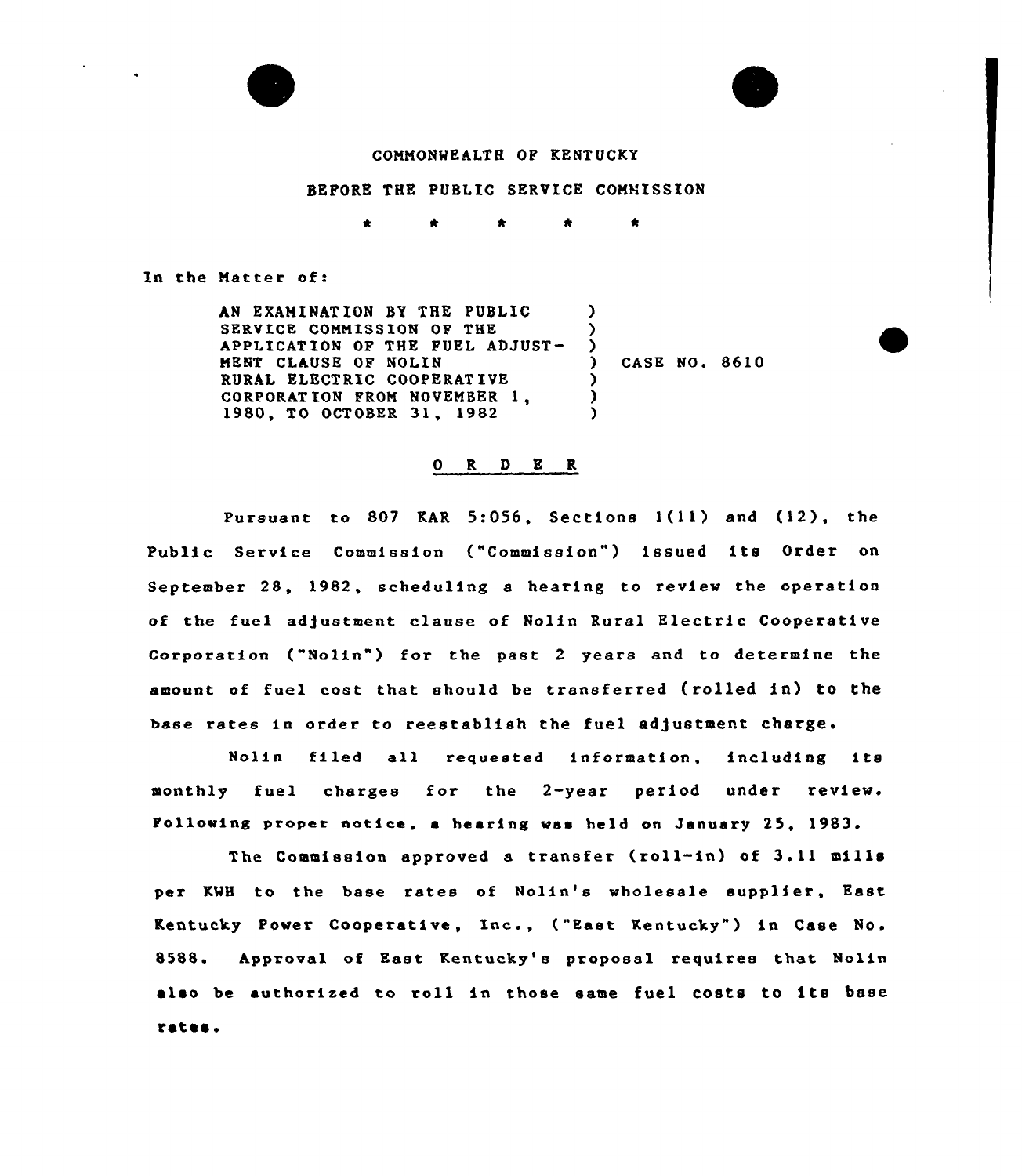COMMONWEALTH OF KENTUCKY

BEFORE THE PUBLIC SERVICE COMMISSION

\* \* \* \* \*

In the Matter of:

AN EXAMINATION BY THE PUBLIC SERVICE COMMISSION OF THE APPLICATION OF THE FUEL ADJUSTMENT CLAUSE OF NOLIN RURAL ELECTRIC COOPERATIVE CORPORATION FROM NOVEMBER 1, 1980, TO OCTOBER 31, 1982 ) CASE NO. 8610

## O R D E R

Pursuant to 807 KAR 5:056, Sections 1(11) and (12), the Public Service Commission ("Commission") issued its Order on September 28, 1982, scheduling a hearing to review the operation of the fuel adjustment clause of Nolin Rural Electric Cooperative Corporation ("Nolin") for the past 2 years and to determine the amount of fuel cost that should be transferred (rolled in) to the base rates in order to reestablish the fuel adjustment charge.

Nolin filed all requested information, including its monthly fuel charges for the 2-year period under review. Following proper notice, a hearing was held on January 25, 1983.

The Commission approved a transfer (roll-in) of 3.11 mills per KWH to the base rates of Nolin's wholesale supplier, East Kentucky Power Cooperative, Inc., ("East Kentucky") in Case No. 8588. Approval of East Kentucky's proposal requires that Nolin also be authorized to roll in those same fuel costs to its base rates.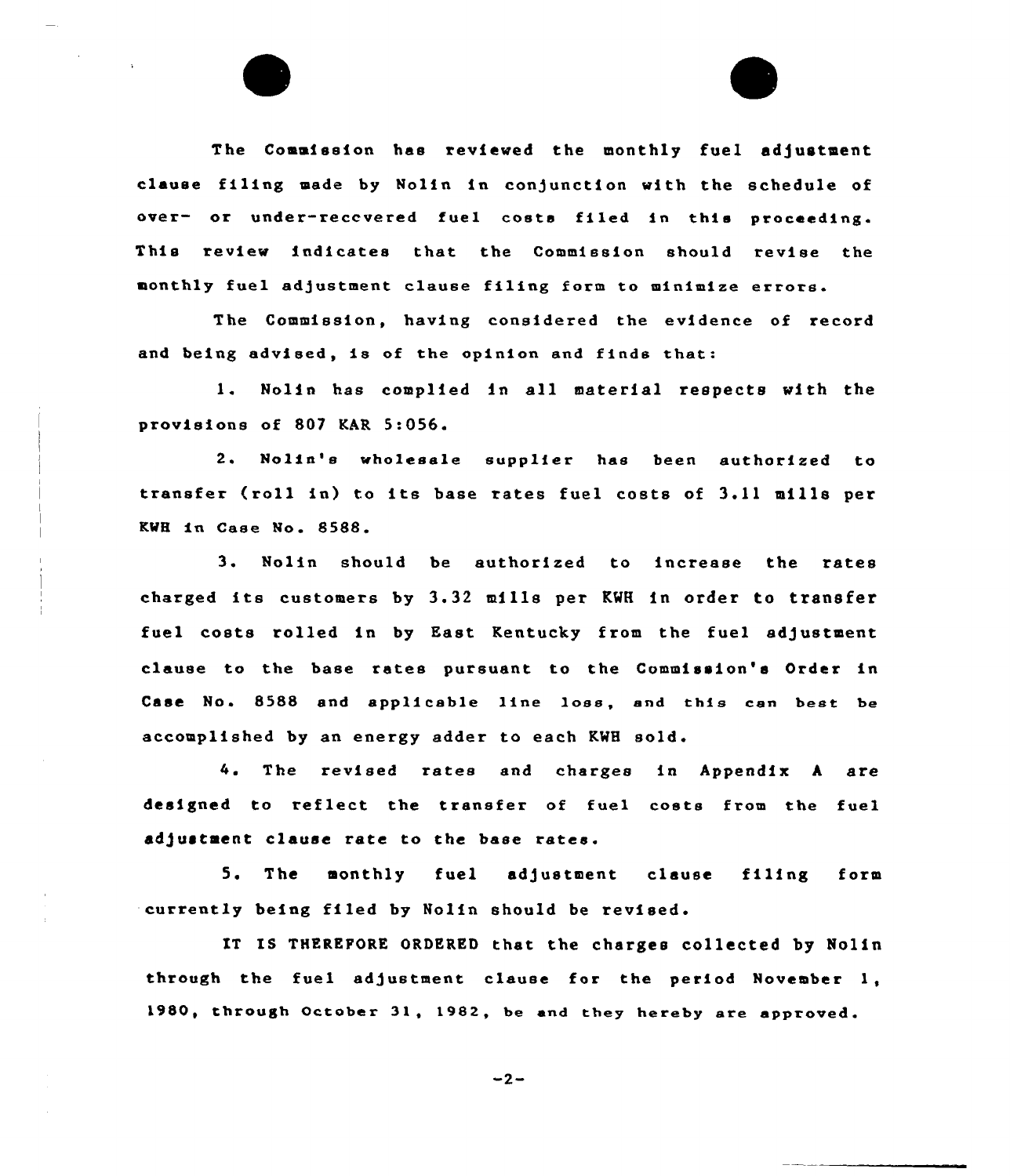The Commission has reviewed the monthly fuel adjustment clause filing made by Nolin in conjunction with the schedule of over- or under-recovered fuel costs filed in this proceeding. This review indicates that the Commission should revise the monthly fuel adjustment clause filing form to minimize errors.

The Commission, having considered the evidence of record and being advised, is of the opinion and finds that:

1. Nolin has complied in all material respects with the provisions of 807 KAR 5:056.

2. Nolin's wholesale supplier has been authorized to transfer (roll in) to its base rates fuel costs of 3.11 mills per KWH in Case No. 8588.

3. Nolin should be authorized to increase the rates charged its customers by 3.32 mills per KWH in order to transfer fuel costs rolled in by East Kentucky from the fuel adjustment clause to the base rates pursuant to the Commission's Order in Case No. 8588 and applicable line loss, and this can best be accomplished by an energy adder to each KWH sold.

4. The revised rates and charges in Appendix A are designed to reflect the transfer of fuel costs from the fuel adjustment clause rate to the base rates.

5. The monthly fuel adjustment clause filing form currently being filed by Nolin should be revised.

IT IS THEREFORE ORDERED that the charges collected by Nolin through the fuel adjustment clause for the period November 1, 1980, through October 31, 1982, be and they hereby are approved.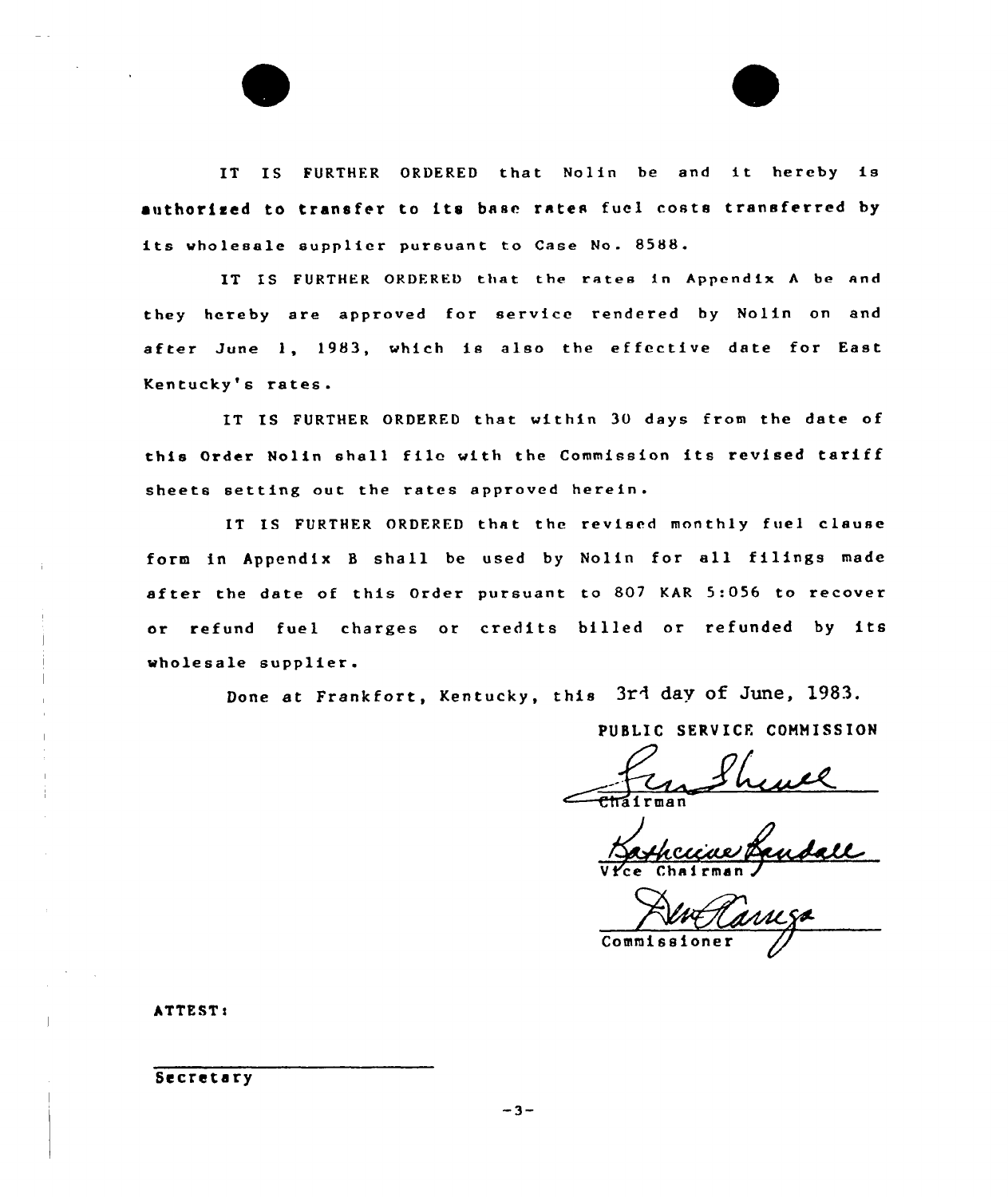IT IS FURTHER ORDERED that Nolin be and it hereby is authorized to transfer to its base rates fuel costs transferred by its wholesale supplier pursuant to Case No. 8588.

IT IS FURTHER ORDERED that the rates in Appendix A be and they hereby are approved for service rendered by Nolin on and after June 1, 1983, which is also the effective date for East Kentucky's rates.

IT IS FURTHER ORDERED that within 30 days from the date of this Order Nolin shall file with the Commission its revised tariff sheets setting out the rates approved herein.

IT IS FURTHER ORDERED that the revised monthly fuel clause form in Appendix B shall be used by Nolin for all filings made after the date of this Order pursuant to 807 KAR 5:056 to recover or refund fuel charges or credits billed or refunded by its wholesale supplier.

Done at Frankfort, Kentucky, this 3rd day of June, 1983.

PUBLIC SERVICE COMMISSION

Chairman

Vice Chairman

Commissioner

ATTEST:

Secretary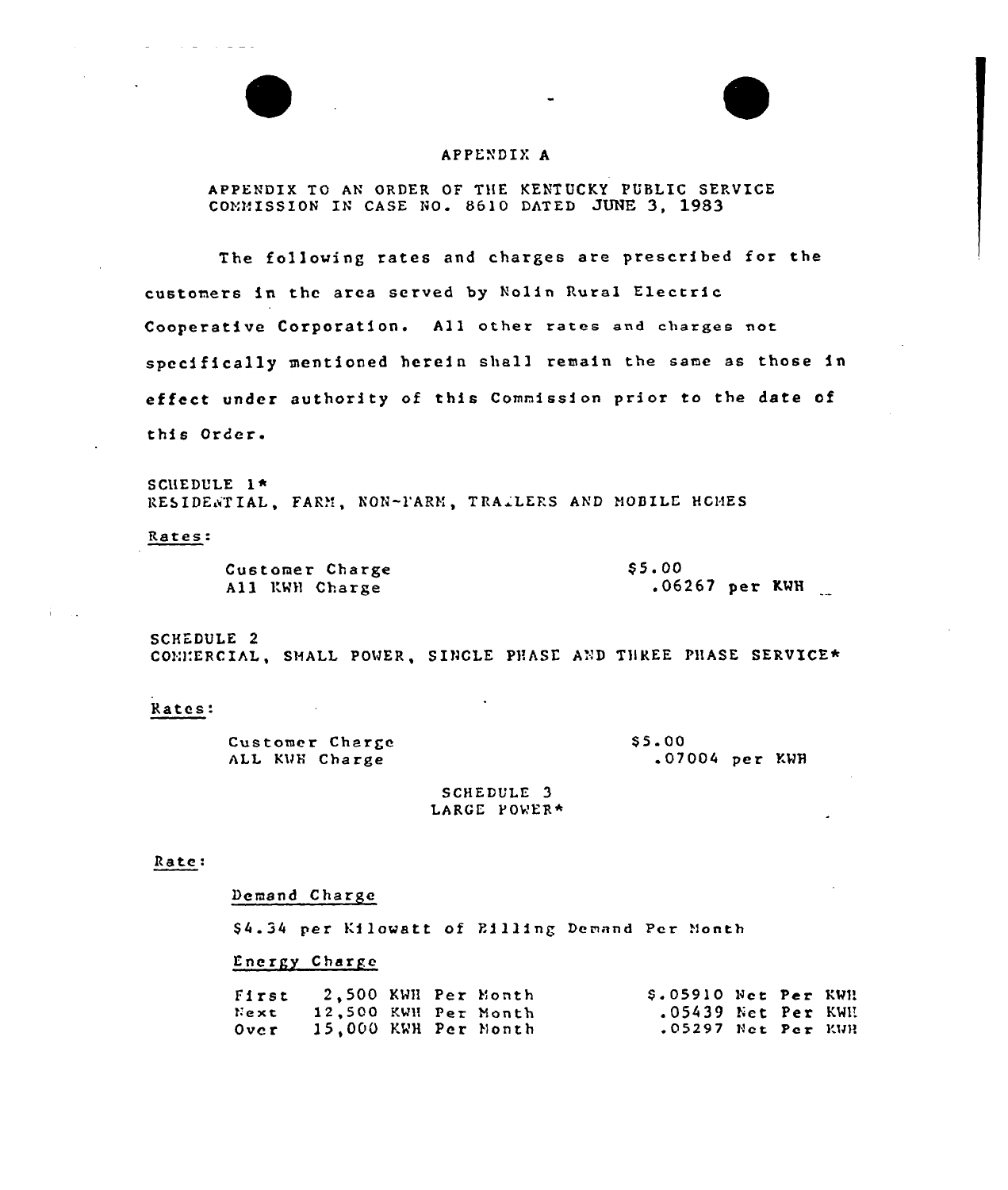# APPENDIX A

APPENDIX TO AN ORDER OF THE KENTUCKY PUBLIC SERVICE COMMISSION IN CASE NO. 8610 DATED JUNE 3, 1983

The following rates and charges are prescribed for the customers in the area served by Nolin Rural Electric Cooperative Corporation. All other rates and charges not specifically mentioned herein shall remain the same as those in effect under authority of this Commission prior to the date of this Order.

SCHEDULE 1*
RESIDENTIAL, FARM, NON-FARM, TRAILERS AND MOBILE HOMES

Rates:

| | |
|---|---|
| Customer Charge | $5.00 |
| All KWH Charge | .06267 per KWH |

SCHEDULE 2
COMMERCIAL, SMALL POWER, SINGLE PHASE AND THREE PHASE SERVICE*

Rates:

| | |
|---|---|
| Customer Charge | $5.00 |
| ALL KWH Charge | .07004 per KWH |

SCHEDULE 3
LARGE POWER*

Rate:

Demand Charge

$4.34 per Kilowatt of Billing Demand Per Month

Energy Charge

| | | |
|---|---|---|
| First | 2,500 KWH Per Month | $.05910 Net Per KWH |
| Next | 12,500 KWH Per Month | .05439 Net Per KWH |
| Over | 15,000 KWH Per Month | .05297 Net Per KWH |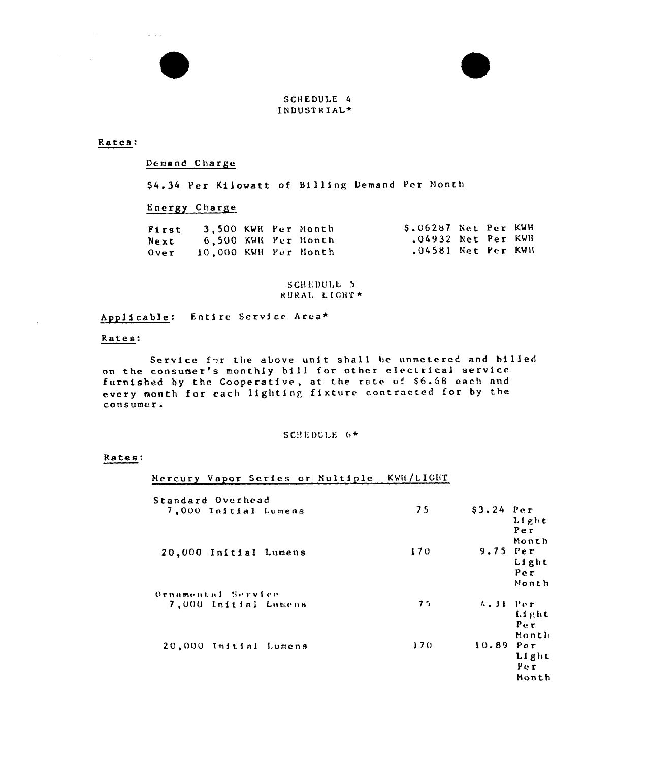## SCHEDULE 4
## INDUSTRIAL*

**Rates:**

Demand Charge

$4.34 Per Kilowatt of Billing Demand Per Month

Energy Charge

| | | |
|---|---|---|
| First | 3,500 KWH Per Month | $.06287 Net Per KWH |
| Next | 6,500 KWH Per Month | .04932 Net Per KWH |
| Over | 10,000 KWH Per Month | .04581 Net Per KWH |

## SCHEDULE 5
## RURAL LIGHT*

**Applicable:** Entire Service Area*

**Rates:**

Service for the above unit shall be unmetered and billed on the consumer's monthly bill for other electrical service furnished by the Cooperative, at the rate of $6.68 each and every month for each lighting fixture contracted for by the consumer.

## SCHEDULE 6*

**Rates:**

| Mercury Vapor Series or Multiple | KWH/LIGHT | |
|---|---|---|
| Standard Overhead | | |
| 7,000 Initial Lumens | 75 | $3.24 Per Light Per Month |
| 20,000 Initial Lumens | 170 | 9.75 Per Light Per Month |
| Ornamental Service | | |
| 7,000 Initial Lumens | 75 | 4.31 Per Light Per Month |
| 20,000 Initial Lumens | 170 | 10.89 Per Light Per Month |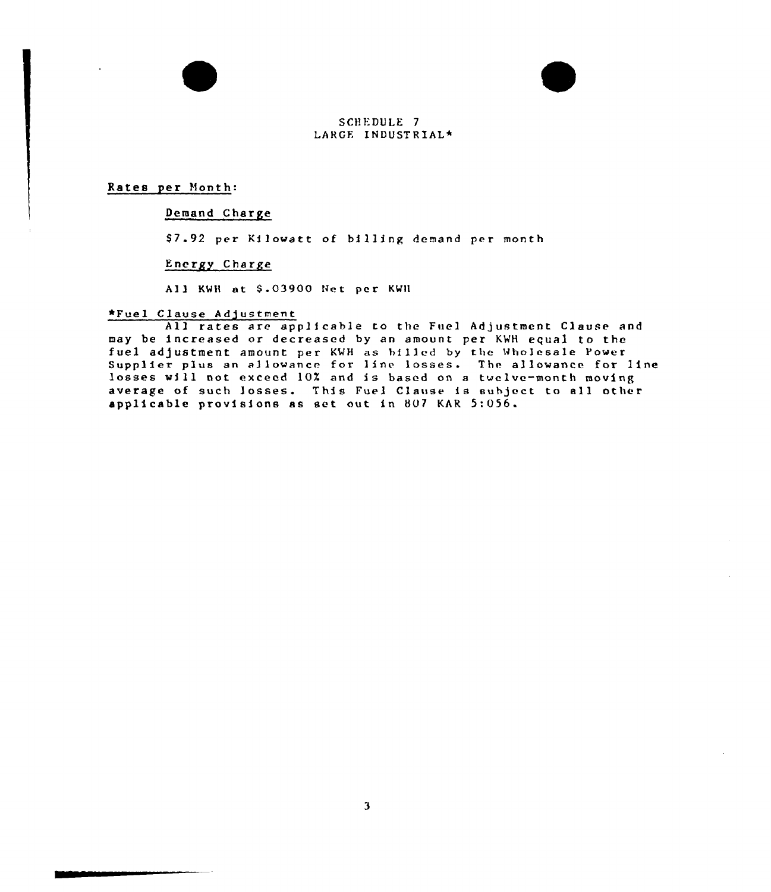SCHEDULE 7
LARGE INDUSTRIAL*

Rates per Month:

Demand Charge

$7.92 per Kilowatt of billing demand per month

Energy Charge

All KWH at $.03900 Net per KWH

*Fuel Clause Adjustment

All rates are applicable to the Fuel Adjustment Clause and may be increased or decreased by an amount per KWH equal to the fuel adjustment amount per KWH as billed by the Wholesale Power Supplier plus an allowance for line losses. The allowance for line losses will not exceed 10% and is based on a twelve-month moving average of such losses. This Fuel Clause is subject to all other applicable provisions as set out in 807 KAR 5:056.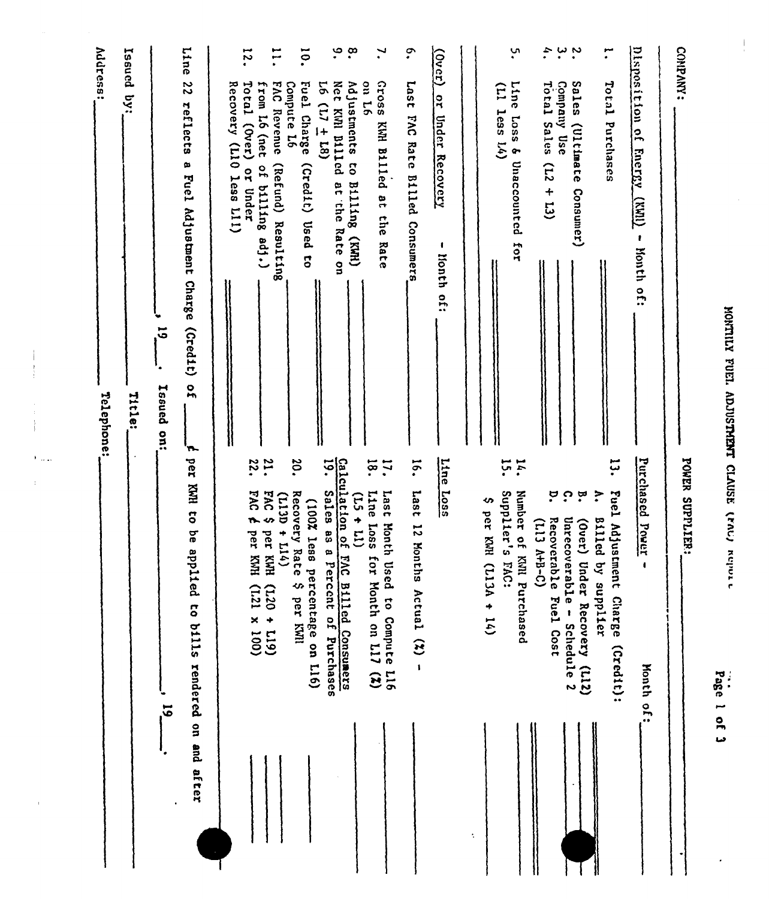# MONTHLY FUEL ADJUSTMENT CLAUSE (FAC) Report

COMPANY: ______________________ POWER SUPPLIER: ______________________

**Disposition of Energy (KWH) - Month of:** ____________

1. Total Purchases ____________
2. Sales (Ultimate Consumer) ____________
3. Company Use ____________
4. Total Sales (L2 + L3) ____________
5. Line Loss & Unaccounted for (L1 less L4) ____________

**(Over) or Under Recovery - Month of:** ____________

6. Last FAC Rate Billed Consumers ____________
7. Gross KWH Billed at the Rate on L6 ____________
8. Adjustments to Billing (KWH) ____________
9. Net KWH Billed at the Rate on L6 (L7 ± L8) ____________
10. Fuel Charge (Credit) Used to Compute L6 ____________
11. FAC Revenue (Refund) Resulting from L6 (net of billing adj.) ____________
12. Total (Over) or Under Recovery (L10 less L11) ____________

**Purchased Power - Month of:** ____________

13. Fuel Adjustment Charge (Credit):
    - A. Billed by supplier ____________
    - B. (Over) Under Recovery (L12) ____________
    - C. Unrecoverable - Schedule 2 ____________
    - D. Recoverable Fuel Cost (L13 A+B-C) ____________
14. Number of KWH Purchased ____________
15. Supplier's FAC: $ per KWH (L13A ÷ 14) ____________

**Line Loss**

16. Last 12 Months Actual (%) - ____________
17. Last Month Used to Compute L16 ____________
18. Line Loss for Month on L17 (%) (L5 ÷ L1) ____________

**Calculation of FAC Billed Consumers**

19. Sales as a Percent of Purchases (100% less percentage on L16) ____________
20. Recovery Rate $ per KWH (L13D ÷ L14) ____________
21. FAC $ per KWH (L20 ÷ L19) ____________
22. FAC ¢ per KWH (L21 x 100) ____________

Line 22 reflects a Fuel Adjustment Charge (Credit) of ______ ¢ per KWH to be applied to bills rendered on and after ______________, 19___.

______________, 19___. Issued on: ______________, 19___.

Issued by: ______________ Title: ______________

Address: ______________ Telephone: ______________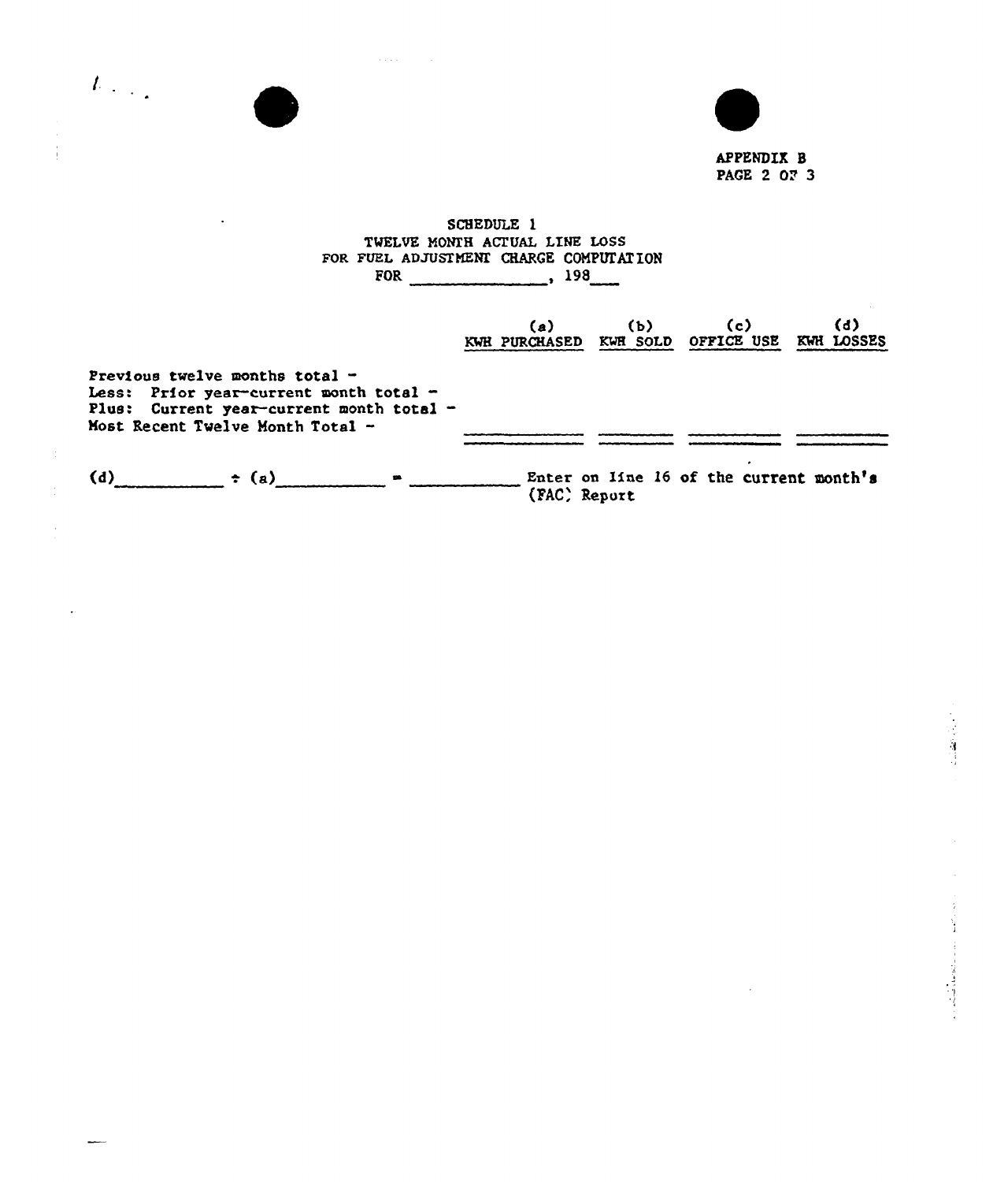APPENDIX B
PAGE 2 OF 3

# SCHEDULE 1
## TWELVE MONTH ACTUAL LINE LOSS FOR FUEL ADJUSTMENT CHARGE COMPUTATION
FOR ______________, 198___

| | (a) KWH PURCHASED | (b) KWH SOLD | (c) OFFICE USE | (d) KWH LOSSES |
|---|---|---|---|---|
| Previous twelve months total - | | | | |
| Less: Prior year-current month total - | | | | |
| Plus: Current year-current month total - | | | | |
| Most Recent Twelve Month Total - | | | | |

(d)__________ ÷ (a)__________ = __________ Enter on line 16 of the current month's (FAC) Report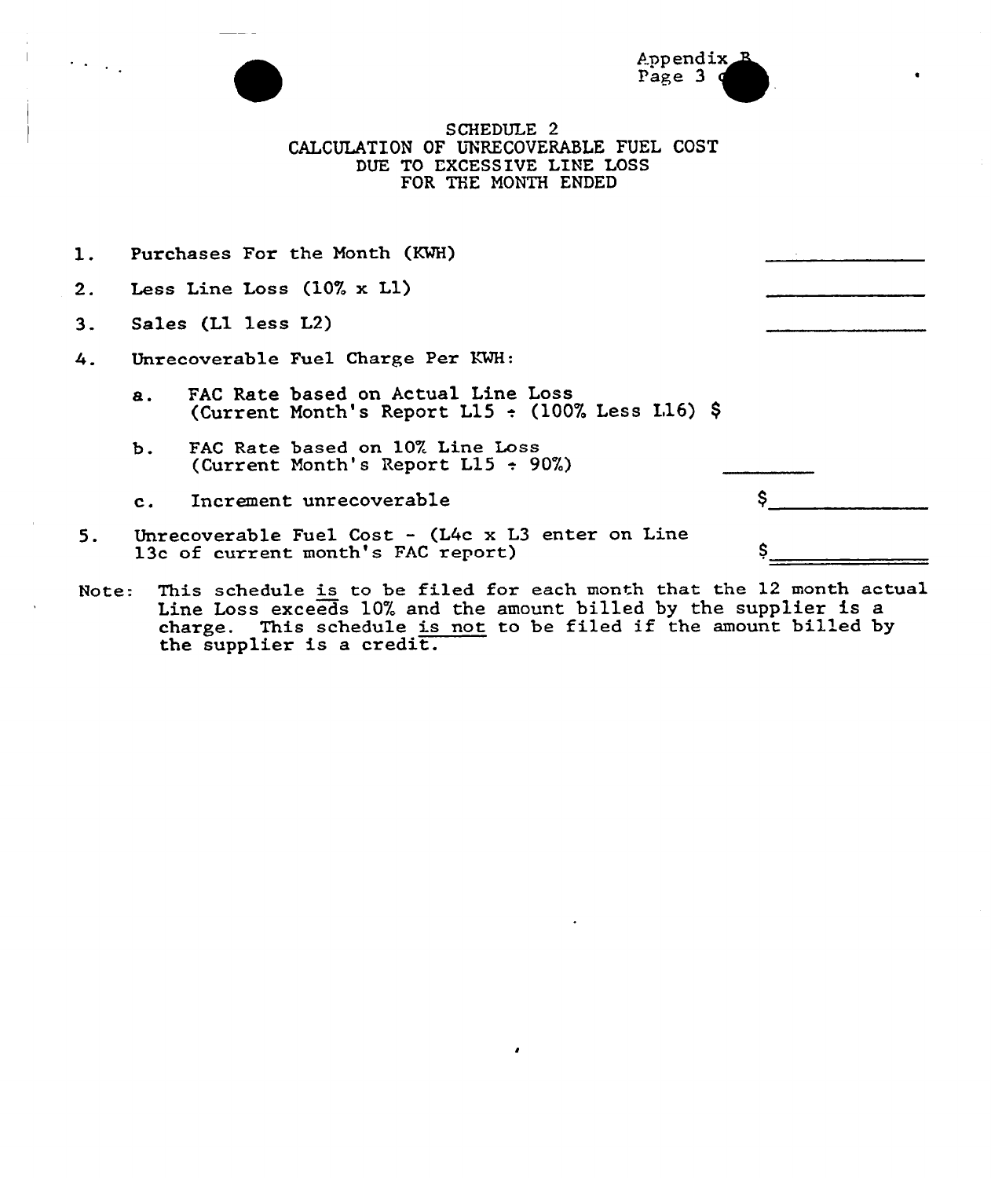Appendix B
Page 3

# SCHEDULE 2
## CALCULATION OF UNRECOVERABLE FUEL COST DUE TO EXCESSIVE LINE LOSS FOR THE MONTH ENDED

1. Purchases For the Month (KWH) \_\_\_\_\_\_\_\_\_\_\_\_\_\_\_\_

2. Less Line Loss (10% x L1) \_\_\_\_\_\_\_\_\_\_\_\_\_\_\_\_

3. Sales (L1 less L2) \_\_\_\_\_\_\_\_\_\_\_\_\_\_\_\_

4. Unrecoverable Fuel Charge Per KWH:

   a. FAC Rate based on Actual Line Loss (Current Month's Report L15 ÷ (100% Less L16) $

   b. FAC Rate based on 10% Line Loss (Current Month's Report L15 ÷ 90%) \_\_\_\_\_\_\_\_\_\_

   c. Increment unrecoverable $\_\_\_\_\_\_\_\_\_\_\_\_\_\_\_\_

5. Unrecoverable Fuel Cost - (L4c x L3 enter on Line 13c of current month's FAC report) $\_\_\_\_\_\_\_\_\_\_\_\_\_\_\_\_

Note: This schedule is to be filed for each month that the 12 month actual Line Loss exceeds 10% and the amount billed by the supplier is a charge. This schedule is not to be filed if the amount billed by the supplier is a credit.